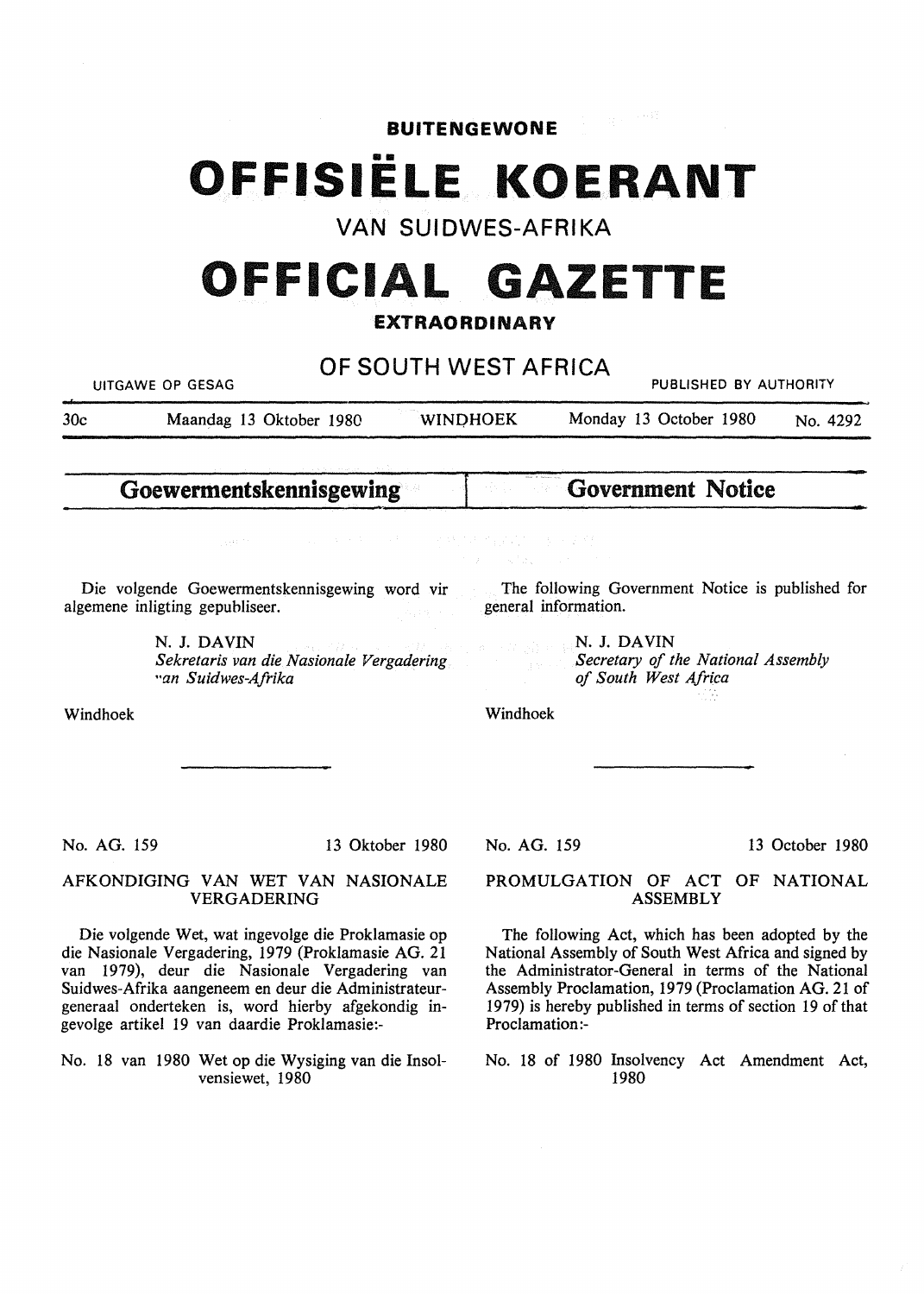**BUITENGEWONE**

# OFFISIËLE KOERANT

## VAN SUIDWES-AFRIKA

# OFFICIAL GAZETTE

**EXTRAORDINARY**

## OF SOUTH WEST AFRICA

UITGAWE OP GESAG — PUBLISHED BY AUTHORITY

30c — Maandag 13 Oktober 1980 — WINDHOEK — Monday 13 October 1980 — No. 4292

## Goewermentskennisgewing

Die volgende Goewermentskennisgewing word vir algemene inligting gepubliseer.

N. J. DAVIN
*Sekretaris van die Nasionale Vergadering van Suidwes-Afrika*

Windhoek

No. AG. 159 — 13 Oktober 1980

### AFKONDIGING VAN WET VAN NASIONALE VERGADERING

Die volgende Wet, wat ingevolge die Proklamasie op die Nasionale Vergadering, 1979 (Proklamasie AG. 21 van 1979), deur die Nasionale Vergadering van Suidwes-Afrika aangeneem en deur die Administrateur-generaal onderteken is, word hierby afgekondig ingevolge artikel 19 van daardie Proklamasie:-

No. 18 van 1980 Wet op die Wysiging van die Insolvensiewet, 1980

## Government Notice

The following Government Notice is published for general information.

N. J. DAVIN
*Secretary of the National Assembly of South West Africa*

Windhoek

No. AG. 159 — 13 October 1980

### PROMULGATION OF ACT OF NATIONAL ASSEMBLY

The following Act, which has been adopted by the National Assembly of South West Africa and signed by the Administrator-General in terms of the National Assembly Proclamation, 1979 (Proclamation AG. 21 of 1979) is hereby published in terms of section 19 of that Proclamation:-

No. 18 of 1980 Insolvency Act Amendment Act, 1980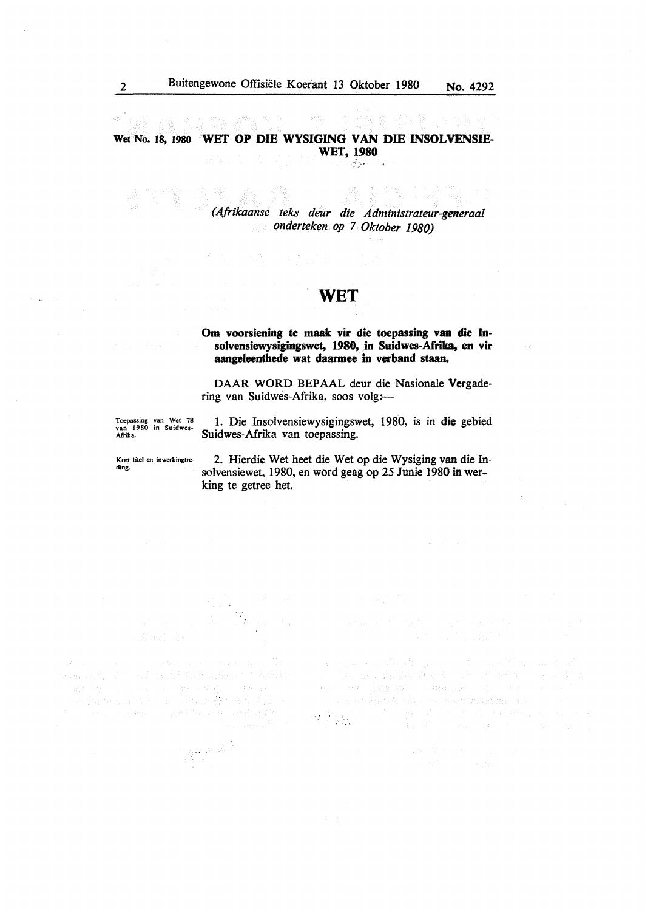**Wet No. 18, 1980** 

# WET OP DIE WYSIGING VAN DIE INSOLVENSIEWET, 1980

*(Afrikaanse teks deur die Administrateur-generaal onderteken op 7 Oktober 1980)*

## WET

**Om voorsiening te maak vir die toepassing van die Insolvensiewysigingswet, 1980, in Suidwes-Afrika, en vir aangeleenthede wat daarmee in verband staan.**

DAAR WORD BEPAAL deur die Nasionale Vergadering van Suidwes-Afrika, soos volg:—

*Toepassing van Wet 78 van 1980 in Suidwes-Afrika.*

1. Die Insolvensiewysigingswet, 1980, is in die gebied Suidwes-Afrika van toepassing.

*Kort titel en inwerkingtreding.*

2. Hierdie Wet heet die Wet op die Wysiging van die Insolvensiewet, 1980, en word geag op 25 Junie 1980 in werking te getree het.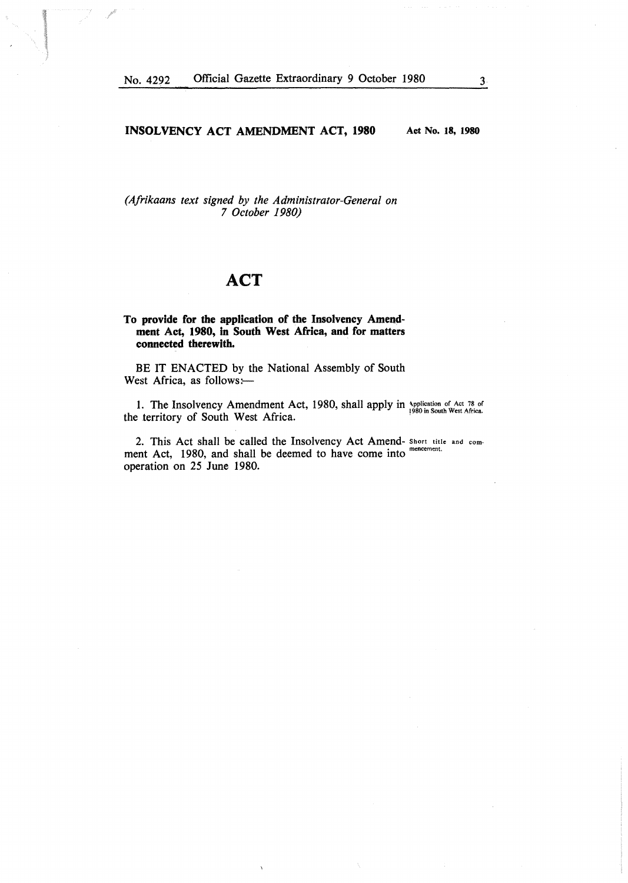**INSOLVENCY ACT AMENDMENT ACT, 1980** **Act No. 18, 1980**

*(Afrikaans text signed by the Administrator-General on 7 October 1980)*

# ACT

**To provide for the application of the Insolvency Amendment Act, 1980, in South West Africa, and for matters connected therewith.**

BE IT ENACTED by the National Assembly of South West Africa, as follows:—

Application of Act 78 of 1980 in South West Africa.

1. The Insolvency Amendment Act, 1980, shall apply in the territory of South West Africa.

Short title and commencement.

2. This Act shall be called the Insolvency Act Amendment Act, 1980, and shall be deemed to have come into operation on 25 June 1980.